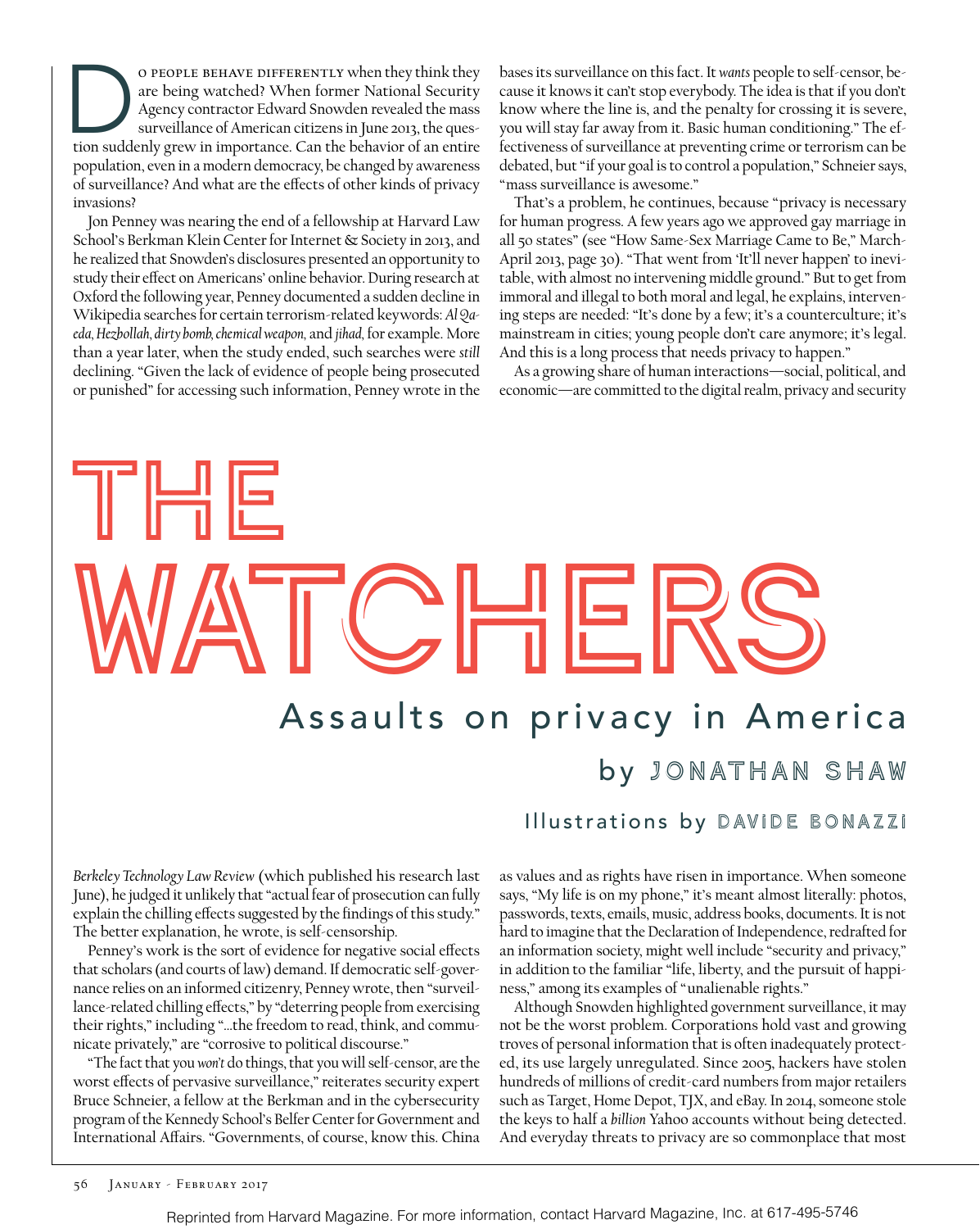# THE WATCHERS

## Assaults on privacy in America

by JONATHAN SHAW

Illustrations by DAVIDE BONAZZI

Do people behave differently when they think they are being watched? When former National Security Agency contractor Edward Snowden revealed the mass surveillance of American citizens in June 2013, the question suddenly grew in importance. Can the behavior of an entire population, even in a modern democracy, be changed by awareness of surveillance? And what are the effects of other kinds of privacy invasions?

Jon Penney was nearing the end of a fellowship at Harvard Law School's Berkman Klein Center for Internet & Society in 2013, and he realized that Snowden's disclosures presented an opportunity to study their effect on Americans' online behavior. During research at Oxford the following year, Penney documented a sudden decline in Wikipedia searches for certain terrorism-related keywords: *Al Qaeda, Hezbollah, dirty bomb, chemical weapon,* and *jihad,* for example. More than a year later, when the study ended, such searches were *still* declining. "Given the lack of evidence of people being prosecuted or punished" for accessing such information, Penney wrote in the *Berkeley Technology Law Review* (which published his research last June), he judged it unlikely that "actual fear of prosecution can fully explain the chilling effects suggested by the findings of this study." The better explanation, he wrote, is self-censorship.

Penney's work is the sort of evidence for negative social effects that scholars (and courts of law) demand. If democratic self-governance relies on an informed citizenry, Penney wrote, then "surveillance-related chilling effects," by "deterring people from exercising their rights," including "…the freedom to read, think, and communicate privately," are "corrosive to political discourse."

"The fact that you *won't* do things, that you will self-censor, are the worst effects of pervasive surveillance," reiterates security expert Bruce Schneier, a fellow at the Berkman and in the cybersecurity program of the Kennedy School's Belfer Center for Government and International Affairs. "Governments, of course, know this. China bases its surveillance on this fact. It *wants* people to self-censor, because it knows it can't stop everybody. The idea is that if you don't know where the line is, and the penalty for crossing it is severe, you will stay far away from it. Basic human conditioning." The effectiveness of surveillance at preventing crime or terrorism can be debated, but "if your goal is to control a population," Schneier says, "mass surveillance is awesome."

That's a problem, he continues, because "privacy is necessary for human progress. A few years ago we approved gay marriage in all 50 states" (see "How Same-Sex Marriage Came to Be," March-April 2013, page 30). "That went from 'It'll never happen' to inevitable, with almost no intervening middle ground." But to get from immoral and illegal to both moral and legal, he explains, intervening steps are needed: "It's done by a few; it's a counterculture; it's mainstream in cities; young people don't care anymore; it's legal. And this is a long process that needs privacy to happen."

As a growing share of human interactions—social, political, and economic—are committed to the digital realm, privacy and security as values and as rights have risen in importance. When someone says, "My life is on my phone," it's meant almost literally: photos, passwords, texts, emails, music, address books, documents. It is not hard to imagine that the Declaration of Independence, redrafted for an information society, might well include "security and privacy," in addition to the familiar "life, liberty, and the pursuit of happiness," among its examples of "unalienable rights."

Although Snowden highlighted government surveillance, it may not be the worst problem. Corporations hold vast and growing troves of personal information that is often inadequately protected, its use largely unregulated. Since 2005, hackers have stolen hundreds of millions of credit-card numbers from major retailers such as Target, Home Depot, TJX, and eBay. In 2014, someone stole the keys to half a *billion* Yahoo accounts without being detected. And everyday threats to privacy are so commonplace that most

Reprinted from Harvard Magazine. For more information, contact Harvard Magazine, Inc. at 617-495-5746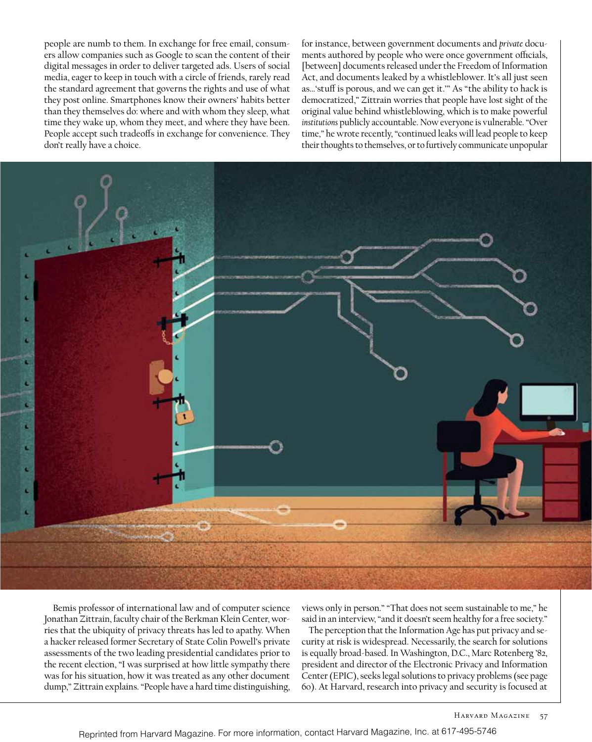people are numb to them. In exchange for free email, consumers allow companies such as Google to scan the content of their digital messages in order to deliver targeted ads. Users of social media, eager to keep in touch with a circle of friends, rarely read the standard agreement that governs the rights and use of what they post online. Smartphones know their owners' habits better than they themselves do: where and with whom they sleep, what time they wake up, whom they meet, and where they have been. People accept such tradeoffs in exchange for convenience. They don't really have a choice.

Bemis professor of international law and of computer science Jonathan Zittrain, faculty chair of the Berkman Klein Center, worries that the ubiquity of privacy threats has led to apathy. When a hacker released former Secretary of State Colin Powell's private assessments of the two leading presidential candidates prior to the recent election, "I was surprised at how little sympathy there was for his situation, how it was treated as any other document dump," Zittrain explains. "People have a hard time distinguishing, for instance, between government documents and *private* documents authored by people who were once government officials, [between] documents released under the Freedom of Information Act, and documents leaked by a whistleblower. It's all just seen as…'stuff is porous, and we can get it.'" As "the ability to hack is democratized," Zittrain worries that people have lost sight of the original value behind whistleblowing, which is to make powerful *institutions* publicly accountable. Now everyone is vulnerable. "Over time," he wrote recently, "continued leaks will lead people to keep their thoughts to themselves, or to furtively communicate unpopular views only in person." "That does not seem sustainable to me," he said in an interview, "and it doesn't seem healthy for a free society."

The perception that the Information Age has put privacy and security at risk is widespread. Necessarily, the search for solutions is equally broad-based. In Washington, D.C., Marc Rotenberg '82, president and director of the Electronic Privacy and Information Center (EPIC), seeks legal solutions to privacy problems (see page 60). At Harvard, research into privacy and security is focused at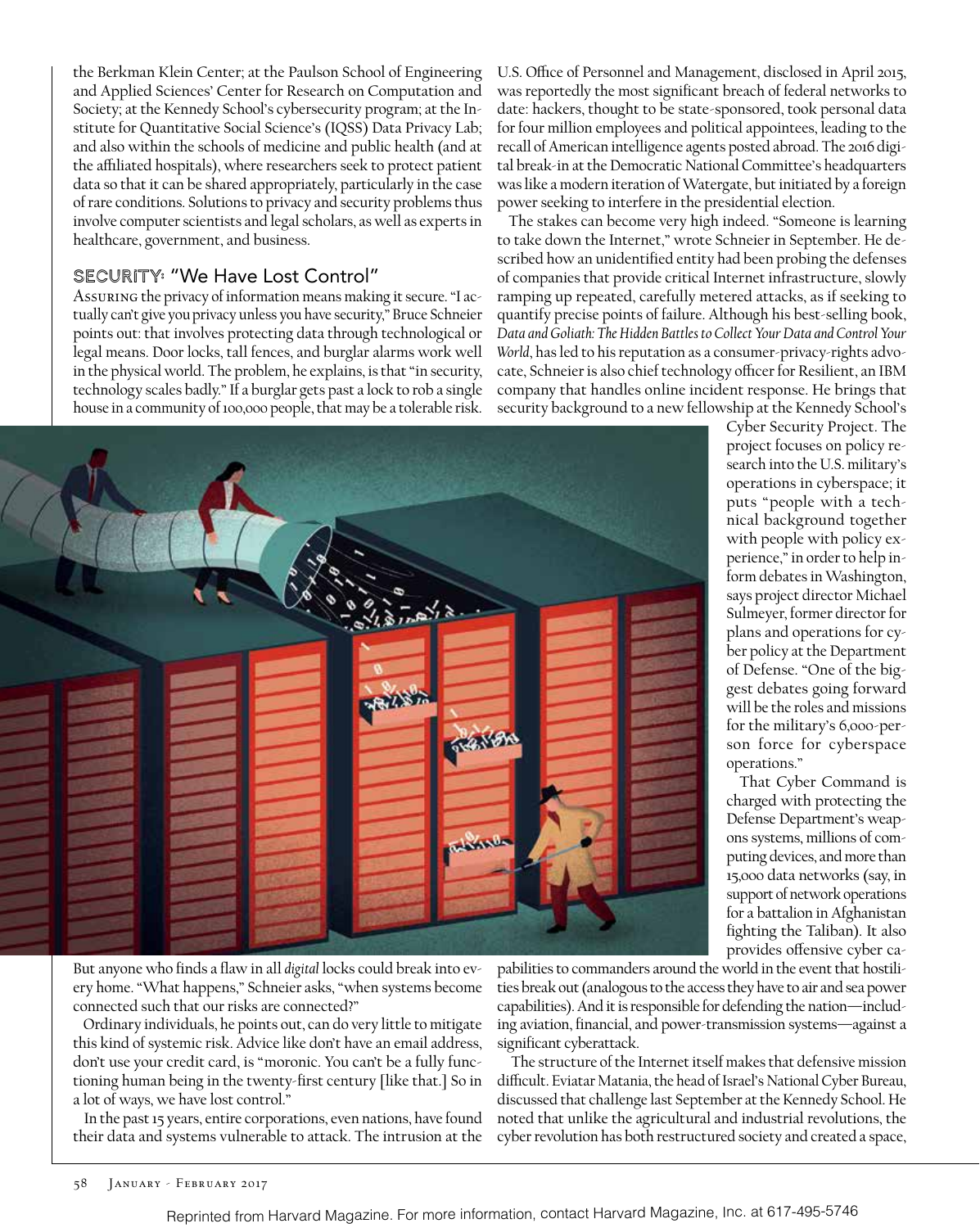the Berkman Klein Center; at the Paulson School of Engineering and Applied Sciences' Center for Research on Computation and Society; at the Kennedy School's cybersecurity program; at the Institute for Quantitative Social Science's (IQSS) Data Privacy Lab; and also within the schools of medicine and public health (and at the affiliated hospitals), where researchers seek to protect patient data so that it can be shared appropriately, particularly in the case of rare conditions. Solutions to privacy and security problems thus involve computer scientists and legal scholars, as well as experts in healthcare, government, and business.

## SECURITY: "We Have Lost Control"

Assuring the privacy of information means making it secure. "I actually can't give you privacy unless you have security," Bruce Schneier points out: that involves protecting data through technological or legal means. Door locks, tall fences, and burglar alarms work well in the physical world. The problem, he explains, is that "in security, technology scales badly." If a burglar gets past a lock to rob a single house in a community of 100,000 people, that may be a tolerable risk. But anyone who finds a flaw in all *digital* locks could break into every home. "What happens," Schneier asks, "when systems become connected such that our risks are connected?"

Ordinary individuals, he points out, can do very little to mitigate this kind of systemic risk. Advice like don't have an email address, don't use your credit card, is "moronic. You can't be a fully functioning human being in the twenty-first century [like that.] So in a lot of ways, we have lost control."

In the past 15 years, entire corporations, even nations, have found their data and systems vulnerable to attack. The intrusion at the U.S. Office of Personnel and Management, disclosed in April 2015, was reportedly the most significant breach of federal networks to date: hackers, thought to be state-sponsored, took personal data for four million employees and political appointees, leading to the recall of American intelligence agents posted abroad. The 2016 digital break-in at the Democratic National Committee's headquarters was like a modern iteration of Watergate, but initiated by a foreign power seeking to interfere in the presidential election.

The stakes can become very high indeed. "Someone is learning to take down the Internet," wrote Schneier in September. He described how an unidentified entity had been probing the defenses of companies that provide critical Internet infrastructure, slowly ramping up repeated, carefully metered attacks, as if seeking to quantify precise points of failure. Although his best-selling book, *Data and Goliath: The Hidden Battles to Collect Your Data and Control Your World*, has led to his reputation as a consumer-privacy-rights advocate, Schneier is also chief technology officer for Resilient, an IBM company that handles online incident response. He brings that security background to a new fellowship at the Kennedy School's Cyber Security Project. The project focuses on policy research into the U.S. military's operations in cyberspace; it puts "people with a technical background together with people with policy experience," in order to help inform debates in Washington, says project director Michael Sulmeyer, former director for plans and operations for cyber policy at the Department of Defense. "One of the biggest debates going forward will be the roles and missions for the military's 6,000-person force for cyberspace operations."

That Cyber Command is charged with protecting the Defense Department's weapons systems, millions of computing devices, and more than 15,000 data networks (say, in support of network operations for a battalion in Afghanistan fighting the Taliban). It also provides offensive cyber capabilities to commanders around the world in the event that hostilities break out (analogous to the access they have to air and sea power capabilities). And it is responsible for defending the nation—including aviation, financial, and power-transmission systems—against a significant cyberattack.

The structure of the Internet itself makes that defensive mission difficult. Eviatar Matania, the head of Israel's National Cyber Bureau, discussed that challenge last September at the Kennedy School. He noted that unlike the agricultural and industrial revolutions, the cyber revolution has both restructured society and created a space,

Reprinted from Harvard Magazine. For more information, contact Harvard Magazine, Inc. at 617-495-5746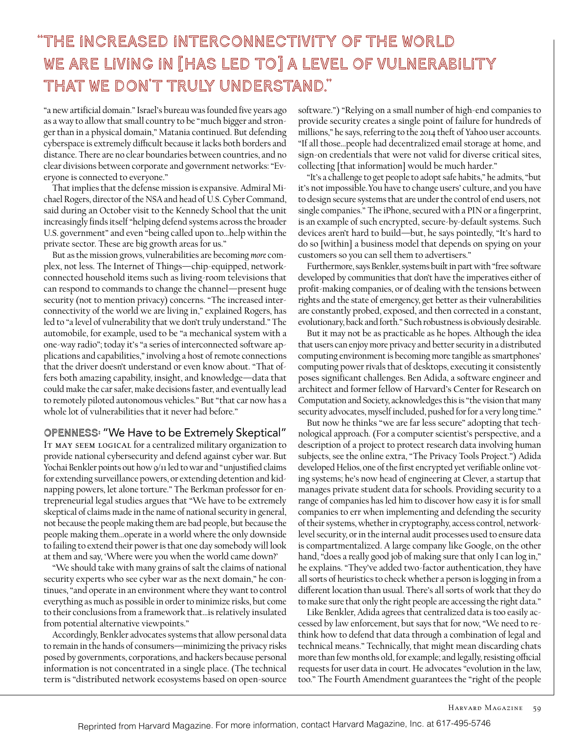> "The increased interconnectivity of the world we are living in [has led to] a level of vulnerability that we don't truly understand."

"a new artificial domain." Israel's bureau was founded five years ago as a way to allow that small country to be "much bigger and stronger than in a physical domain," Matania continued. But defending cyberspace is extremely difficult because it lacks both borders and distance. There are no clear boundaries between countries, and no clear divisions between corporate and government networks: "Everyone is connected to everyone."

That implies that the defense mission is expansive. Admiral Michael Rogers, director of the NSA and head of U.S. Cyber Command, said during an October visit to the Kennedy School that the unit increasingly finds itself "helping defend systems across the broader U.S. government" and even "being called upon to…help within the private sector. These are big growth areas for us."

But as the mission grows, vulnerabilities are becoming *more* complex, not less. The Internet of Things—chip-equipped, network-connected household items such as living-room televisions that can respond to commands to change the channel—present huge security (not to mention privacy) concerns. "The increased interconnectivity of the world we are living in," explained Rogers, has led to "a level of vulnerability that we don't truly understand." The automobile, for example, used to be "a mechanical system with a one-way radio"; today it's "a series of interconnected software applications and capabilities," involving a host of remote connections that the driver doesn't understand or even know about. "That offers both amazing capability, insight, and knowledge—data that could make the car safer, make decisions faster, and eventually lead to remotely piloted autonomous vehicles." But "that car now has a whole lot of vulnerabilities that it never had before."

### Openness: "We Have to be Extremely Skeptical"

It may seem logical for a centralized military organization to provide national cybersecurity and defend against cyber war. But Yochai Benkler points out how 9/11 led to war and "unjustified claims for extending surveillance powers, or extending detention and kidnapping powers, let alone torture." The Berkman professor for entrepreneurial legal studies argues that "We have to be extremely skeptical of claims made in the name of national security in general, not because the people making them are bad people, but because the people making them…operate in a world where the only downside to failing to extend their power is that one day somebody will look at them and say, 'Where were you when the world came down?'

"We should take with many grains of salt the claims of national security experts who see cyber war as the next domain," he continues, "and operate in an environment where they want to control everything as much as possible in order to minimize risks, but come to their conclusions from a framework that…is relatively insulated from potential alternative viewpoints."

Accordingly, Benkler advocates systems that allow personal data to remain in the hands of consumers—minimizing the privacy risks posed by governments, corporations, and hackers because personal information is not concentrated in a single place. (The technical term is "distributed network ecosystems based on open-source software.") "Relying on a small number of high-end companies to provide security creates a single point of failure for hundreds of millions," he says, referring to the 2014 theft of Yahoo user accounts. "If all those…people had decentralized email storage at home, and sign-on credentials that were not valid for diverse critical sites, collecting [that information] would be much harder."

"It's a challenge to get people to adopt safe habits," he admits, "but it's not impossible. You have to change users' culture, and you have to design secure systems that are under the control of end users, not single companies." The iPhone, secured with a PIN or a fingerprint, is an example of such encrypted, secure-by-default systems. Such devices aren't hard to build—but, he says pointedly, "It's hard to do so [within] a business model that depends on spying on your customers so you can sell them to advertisers."

Furthermore, says Benkler, systems built in part with "free software developed by communities that don't have the imperatives either of profit-making companies, or of dealing with the tensions between rights and the state of emergency, get better as their vulnerabilities are constantly probed, exposed, and then corrected in a constant, evolutionary, back and forth." Such robustness is obviously desirable.

But it may not be as practicable as he hopes. Although the idea that users can enjoy more privacy and better security in a distributed computing environment is becoming more tangible as smartphones' computing power rivals that of desktops, executing it consistently poses significant challenges. Ben Adida, a software engineer and architect and former fellow of Harvard's Center for Research on Computation and Society, acknowledges this is "the vision that many security advocates, myself included, pushed for for a very long time."

But now he thinks "we are far less secure" adopting that technological approach. (For a computer scientist's perspective, and a description of a project to protect research data involving human subjects, see the online extra, "The Privacy Tools Project.") Adida developed Helios, one of the first encrypted yet verifiable online voting systems; he's now head of engineering at Clever, a startup that manages private student data for schools. Providing security to a range of companies has led him to discover how easy it is for small companies to err when implementing and defending the security of their systems, whether in cryptography, access control, network-level security, or in the internal audit processes used to ensure data is compartmentalized. A large company like Google, on the other hand, "does a really good job of making sure that only I can log in," he explains. "They've added two-factor authentication, they have all sorts of heuristics to check whether a person is logging in from a different location than usual. There's all sorts of work that they do to make sure that only the right people are accessing the right data."

Like Benkler, Adida agrees that centralized data is too easily accessed by law enforcement, but says that for now, "We need to rethink how to defend that data through a combination of legal and technical means." Technically, that might mean discarding chats more than few months old, for example; and legally, resisting official requests for user data in court. He advocates "evolution in the law, too." The Fourth Amendment guarantees the "right of the people

Reprinted from Harvard Magazine. For more information, contact Harvard Magazine, Inc. at 617-495-5746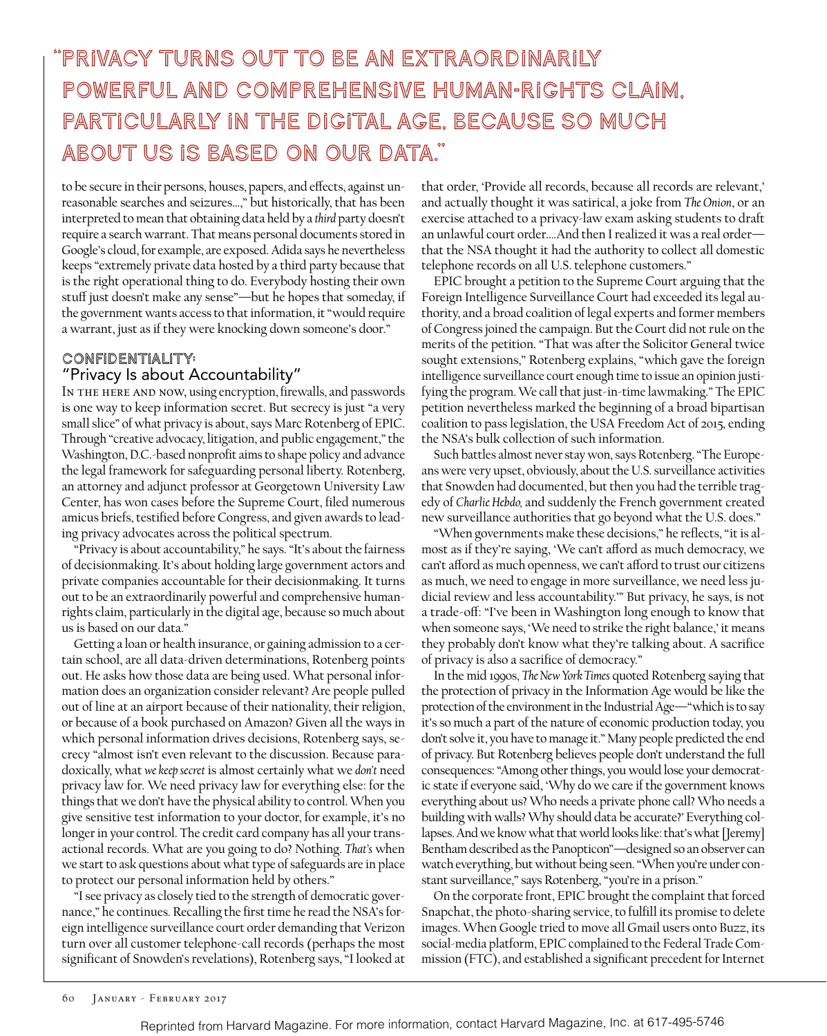> "Privacy turns out to be an extraordinarily powerful and comprehensive human-rights claim, particularly in the digital age, because so much about us is based on our data."

to be secure in their persons, houses, papers, and effects, against unreasonable searches and seizures…," but historically, that has been interpreted to mean that obtaining data held by a *third* party doesn't require a search warrant. That means personal documents stored in Google's cloud, for example, are exposed. Adida says he nevertheless keeps "extremely private data hosted by a third party because that is the right operational thing to do. Everybody hosting their own stuff just doesn't make any sense"—but he hopes that someday, if the government wants access to that information, it "would require a warrant, just as if they were knocking down someone's door."

### Confidentiality:
## "Privacy Is about Accountability"

In the here and now, using encryption, firewalls, and passwords is one way to keep information secret. But secrecy is just "a very small slice" of what privacy is about, says Marc Rotenberg of EPIC. Through "creative advocacy, litigation, and public engagement," the Washington, D.C.-based nonprofit aims to shape policy and advance the legal framework for safeguarding personal liberty. Rotenberg, an attorney and adjunct professor at Georgetown University Law Center, has won cases before the Supreme Court, filed numerous amicus briefs, testified before Congress, and given awards to leading privacy advocates across the political spectrum.

"Privacy is about accountability," he says. "It's about the fairness of decisionmaking. It's about holding large government actors and private companies accountable for their decisionmaking. It turns out to be an extraordinarily powerful and comprehensive human-rights claim, particularly in the digital age, because so much about us is based on our data."

Getting a loan or health insurance, or gaining admission to a certain school, are all data-driven determinations, Rotenberg points out. He asks how those data are being used. What personal information does an organization consider relevant? Are people pulled out of line at an airport because of their nationality, their religion, or because of a book purchased on Amazon? Given all the ways in which personal information drives decisions, Rotenberg says, secrecy "almost isn't even relevant to the discussion. Because paradoxically, what *we keep secret* is almost certainly what we *don't* need privacy law for. We need privacy law for everything else: for the things that we don't have the physical ability to control. When you give sensitive test information to your doctor, for example, it's no longer in your control. The credit card company has all your transactional records. What are you going to do? Nothing. *That's* when we start to ask questions about what type of safeguards are in place to protect our personal information held by others."

"I see privacy as closely tied to the strength of democratic governance," he continues. Recalling the first time he read the NSA's foreign intelligence surveillance court order demanding that Verizon turn over all customer telephone-call records (perhaps the most significant of Snowden's revelations), Rotenberg says, "I looked at that order, 'Provide all records, because all records are relevant,' and actually thought it was satirical, a joke from *The Onion*, or an exercise attached to a privacy-law exam asking students to draft an unlawful court order.…And then I realized it was a real order—that the NSA thought it had the authority to collect all domestic telephone records on all U.S. telephone customers."

EPIC brought a petition to the Supreme Court arguing that the Foreign Intelligence Surveillance Court had exceeded its legal authority, and a broad coalition of legal experts and former members of Congress joined the campaign. But the Court did not rule on the merits of the petition. "That was after the Solicitor General twice sought extensions," Rotenberg explains, "which gave the foreign intelligence surveillance court enough time to issue an opinion justifying the program. We call that just-in-time lawmaking." The EPIC petition nevertheless marked the beginning of a broad bipartisan coalition to pass legislation, the USA Freedom Act of 2015, ending the NSA's bulk collection of such information.

Such battles almost never stay won, says Rotenberg. "The Europeans were very upset, obviously, about the U.S. surveillance activities that Snowden had documented, but then you had the terrible tragedy of *Charlie Hebdo,* and suddenly the French government created new surveillance authorities that go beyond what the U.S. does."

"When governments make these decisions," he reflects, "it is almost as if they're saying, 'We can't afford as much democracy, we can't afford as much openness, we can't afford to trust our citizens as much, we need to engage in more surveillance, we need less judicial review and less accountability.'" But privacy, he says, is not a trade-off: "I've been in Washington long enough to know that when someone says, 'We need to strike the right balance,' it means they probably don't know what they're talking about. A sacrifice of privacy is also a sacrifice of democracy."

In the mid 1990s, *The New York Times* quoted Rotenberg saying that the protection of privacy in the Information Age would be like the protection of the environment in the Industrial Age—"which is to say it's so much a part of the nature of economic production today, you don't solve it, you have to manage it." Many people predicted the end of privacy. But Rotenberg believes people don't understand the full consequences: "Among other things, you would lose your democratic state if everyone said, 'Why do we care if the government knows everything about us? Who needs a private phone call? Who needs a building with walls? Why should data be accurate?' Everything collapses. And we know what that world looks like: that's what [Jeremy] Bentham described as the Panopticon"—designed so an observer can watch everything, but without being seen. "When you're under constant surveillance," says Rotenberg, "you're in a prison."

On the corporate front, EPIC brought the complaint that forced Snapchat, the photo-sharing service, to fulfill its promise to delete images. When Google tried to move all Gmail users onto Buzz, its social-media platform, EPIC complained to the Federal Trade Commission (FTC), and established a significant precedent for Internet

Reprinted from Harvard Magazine. For more information, contact Harvard Magazine, Inc. at 617-495-5746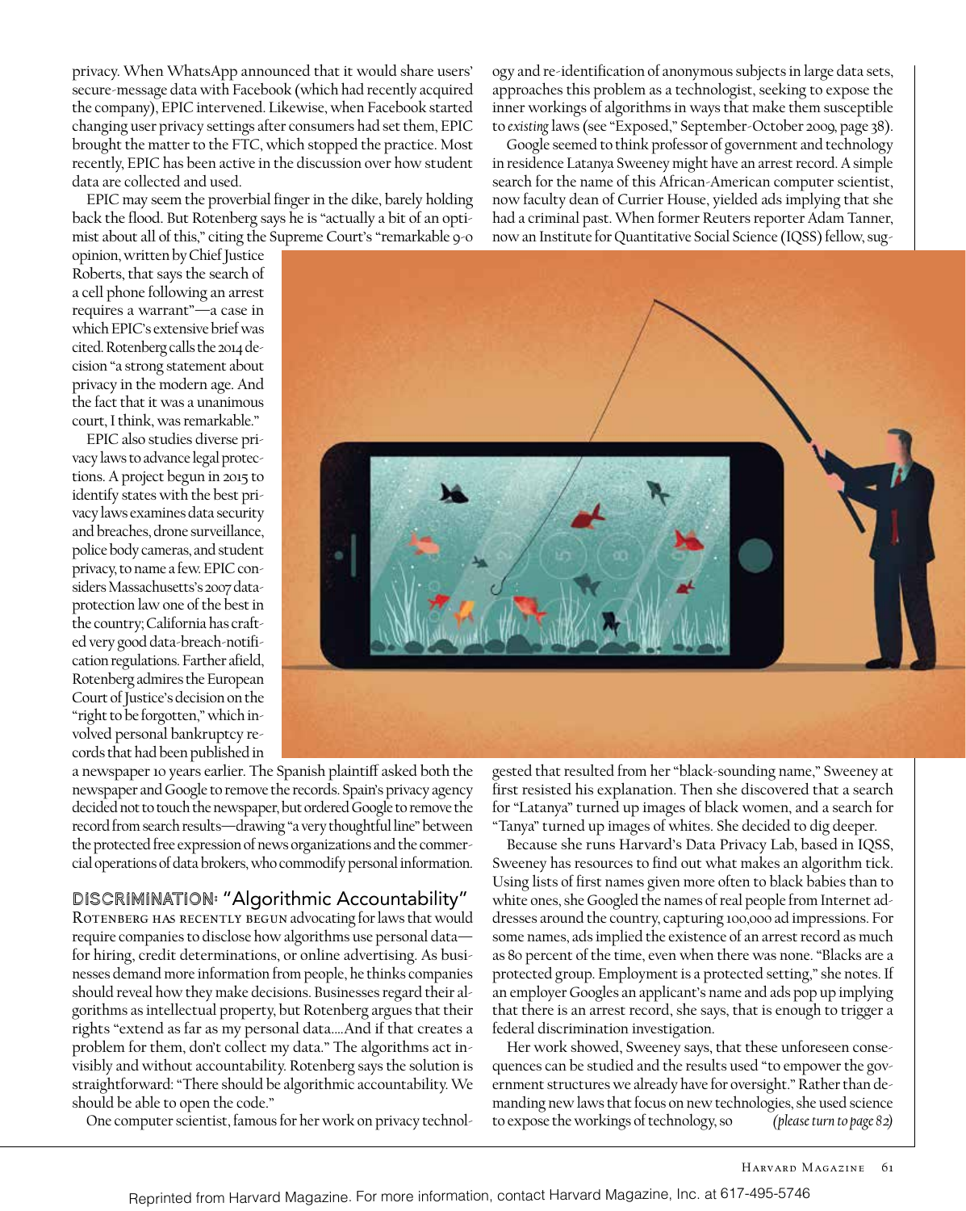privacy. When WhatsApp announced that it would share users' secure-message data with Facebook (which had recently acquired the company), EPIC intervened. Likewise, when Facebook started changing user privacy settings after consumers had set them, EPIC brought the matter to the FTC, which stopped the practice. Most recently, EPIC has been active in the discussion over how student data are collected and used.

EPIC may seem the proverbial finger in the dike, barely holding back the flood. But Rotenberg says he is "actually a bit of an optimist about all of this," citing the Supreme Court's "remarkable 9-0 opinion, written by Chief Justice Roberts, that says the search of a cell phone following an arrest requires a warrant"—a case in which EPIC's extensive brief was cited. Rotenberg calls the 2014 decision "a strong statement about privacy in the modern age. And the fact that it was a unanimous court, I think, was remarkable."

EPIC also studies diverse privacy laws to advance legal protections. A project begun in 2015 to identify states with the best privacy laws examines data security and breaches, drone surveillance, police body cameras, and student privacy, to name a few. EPIC considers Massachusetts's 2007 data-protection law one of the best in the country; California has crafted very good data-breach-notification regulations. Farther afield, Rotenberg admires the European Court of Justice's decision on the "right to be forgotten," which involved personal bankruptcy records that had been published in a newspaper 10 years earlier. The Spanish plaintiff asked both the newspaper and Google to remove the records. Spain's privacy agency decided not to touch the newspaper, but ordered Google to remove the record from search results—drawing "a very thoughtful line" between the protected free expression of news organizations and the commercial operations of data brokers, who commodify personal information.

### DISCRIMINATION: "Algorithmic Accountability"

Rotenberg has recently begun advocating for laws that would require companies to disclose how algorithms use personal data—for hiring, credit determinations, or online advertising. As businesses demand more information from people, he thinks companies should reveal how they make decisions. Businesses regard their algorithms as intellectual property, but Rotenberg argues that their rights "extend as far as my personal data....And if that creates a problem for them, don't collect my data." The algorithms act invisibly and without accountability. Rotenberg says the solution is straightforward: "There should be algorithmic accountability. We should be able to open the code."

One computer scientist, famous for her work on privacy technology and re-identification of anonymous subjects in large data sets, approaches this problem as a technologist, seeking to expose the inner workings of algorithms in ways that make them susceptible to *existing* laws (see "Exposed," September-October 2009, page 38).

Google seemed to think professor of government and technology in residence Latanya Sweeney might have an arrest record. A simple search for the name of this African-American computer scientist, now faculty dean of Currier House, yielded ads implying that she had a criminal past. When former Reuters reporter Adam Tanner, now an Institute for Quantitative Social Science (IQSS) fellow, suggested that resulted from her "black-sounding name," Sweeney at first resisted his explanation. Then she discovered that a search for "Latanya" turned up images of black women, and a search for "Tanya" turned up images of whites. She decided to dig deeper.

Because she runs Harvard's Data Privacy Lab, based in IQSS, Sweeney has resources to find out what makes an algorithm tick. Using lists of first names given more often to black babies than to white ones, she Googled the names of real people from Internet addresses around the country, capturing 100,000 ad impressions. For some names, ads implied the existence of an arrest record as much as 80 percent of the time, even when there was none. "Blacks are a protected group. Employment is a protected setting," she notes. If an employer Googles an applicant's name and ads pop up implying that there is an arrest record, she says, that is enough to trigger a federal discrimination investigation.

Her work showed, Sweeney says, that these unforeseen consequences can be studied and the results used "to empower the government structures we already have for oversight." Rather than demanding new laws that focus on new technologies, she used science to expose the workings of technology, so *(please turn to page 82)*

Reprinted from Harvard Magazine. For more information, contact Harvard Magazine, Inc. at 617-495-5746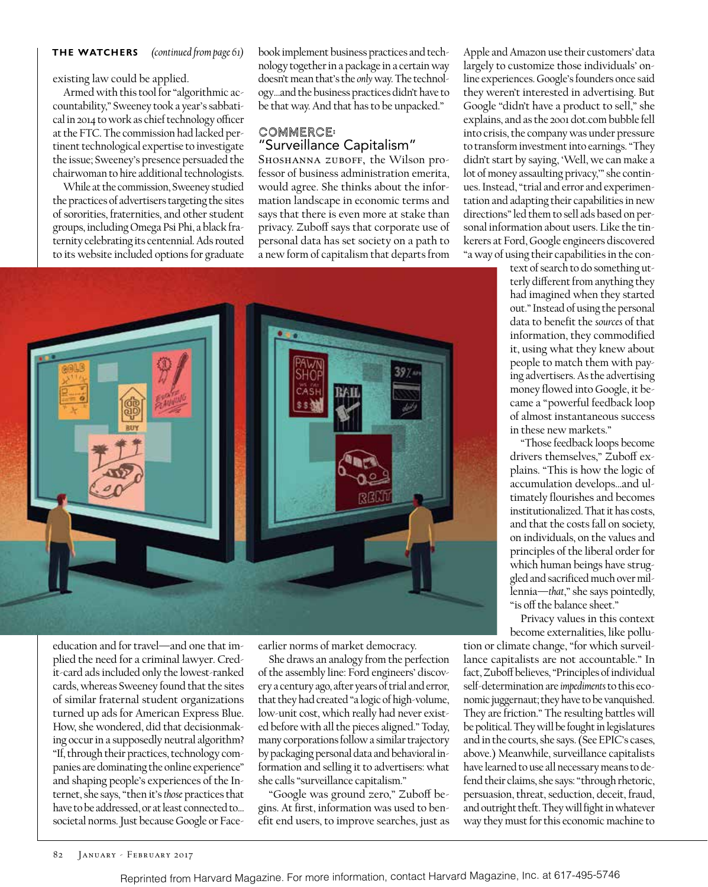**THE WATCHERS** *(continued from page 61)*

existing law could be applied.

Armed with this tool for "algorithmic accountability," Sweeney took a year's sabbatical in 2014 to work as chief technology officer at the FTC. The commission had lacked pertinent technological expertise to investigate the issue; Sweeney's presence persuaded the chairwoman to hire additional technologists.

While at the commission, Sweeney studied the practices of advertisers targeting the sites of sororities, fraternities, and other student groups, including Omega Psi Phi, a black fraternity celebrating its centennial. Ads routed to its website included options for graduate education and for travel—and one that implied the need for a criminal lawyer. Credit-card ads included only the lowest-ranked cards, whereas Sweeney found that the sites of similar fraternal student organizations turned up ads for American Express Blue. How, she wondered, did that decisionmaking occur in a supposedly neutral algorithm? "If, through their practices, technology companies are dominating the online experience" and shaping people's experiences of the Internet, she says, "then it's *those* practices that have to be addressed, or at least connected to…societal norms. Just because Google or Facebook implement business practices and technology together in a package in a certain way doesn't mean that's the *only* way. The technology…and the business practices didn't have to be that way. And that has to be unpacked."

## COMMERCE: "Surveillance Capitalism"

Shoshanna Zuboff, the Wilson professor of business administration emerita, would agree. She thinks about the information landscape in economic terms and says that there is even more at stake than privacy. Zuboff says that corporate use of personal data has set society on a path to a new form of capitalism that departs from earlier norms of market democracy.

She draws an analogy from the perfection of the assembly line: Ford engineers' discovery a century ago, after years of trial and error, that they had created "a logic of high-volume, low-unit cost, which really had never existed before with all the pieces aligned." Today, many corporations follow a similar trajectory by packaging personal data and behavioral information and selling it to advertisers: what she calls "surveillance capitalism."

"Google was ground zero," Zuboff begins. At first, information was used to benefit end users, to improve searches, just as Apple and Amazon use their customers' data largely to customize those individuals' online experiences. Google's founders once said they weren't interested in advertising. But Google "didn't have a product to sell," she explains, and as the 2001 dot.com bubble fell into crisis, the company was under pressure to transform investment into earnings. "They didn't start by saying, 'Well, we can make a lot of money assaulting privacy,'" she continues. Instead, "trial and error and experimentation and adapting their capabilities in new directions" led them to sell ads based on personal information about users. Like the tinkerers at Ford, Google engineers discovered "a way of using their capabilities in the context of search to do something utterly different from anything they had imagined when they started out." Instead of using the personal data to benefit the *sources* of that information, they commodified it, using what they knew about people to match them with paying advertisers. As the advertising money flowed into Google, it became a "powerful feedback loop of almost instantaneous success in these new markets."

"Those feedback loops become drivers themselves," Zuboff explains. "This is how the logic of accumulation develops…and ultimately flourishes and becomes institutionalized. That it has costs, and that the costs fall on society, on individuals, on the values and principles of the liberal order for which human beings have struggled and sacrificed much over millennia—*that*," she says pointedly, "is off the balance sheet."

Privacy values in this context become externalities, like pollution or climate change, "for which surveillance capitalists are not accountable." In fact, Zuboff believes, "Principles of individual self-determination are *impediments* to this economic juggernaut; they have to be vanquished. They are friction." The resulting battles will be political. They will be fought in legislatures and in the courts, she says. (See EPIC's cases, above.) Meanwhile, surveillance capitalists have learned to use all necessary means to defend their claims, she says: "through rhetoric, persuasion, threat, seduction, deceit, fraud, and outright theft. They will fight in whatever way they must for this economic machine to

Reprinted from Harvard Magazine. For more information, contact Harvard Magazine, Inc. at 617-495-5746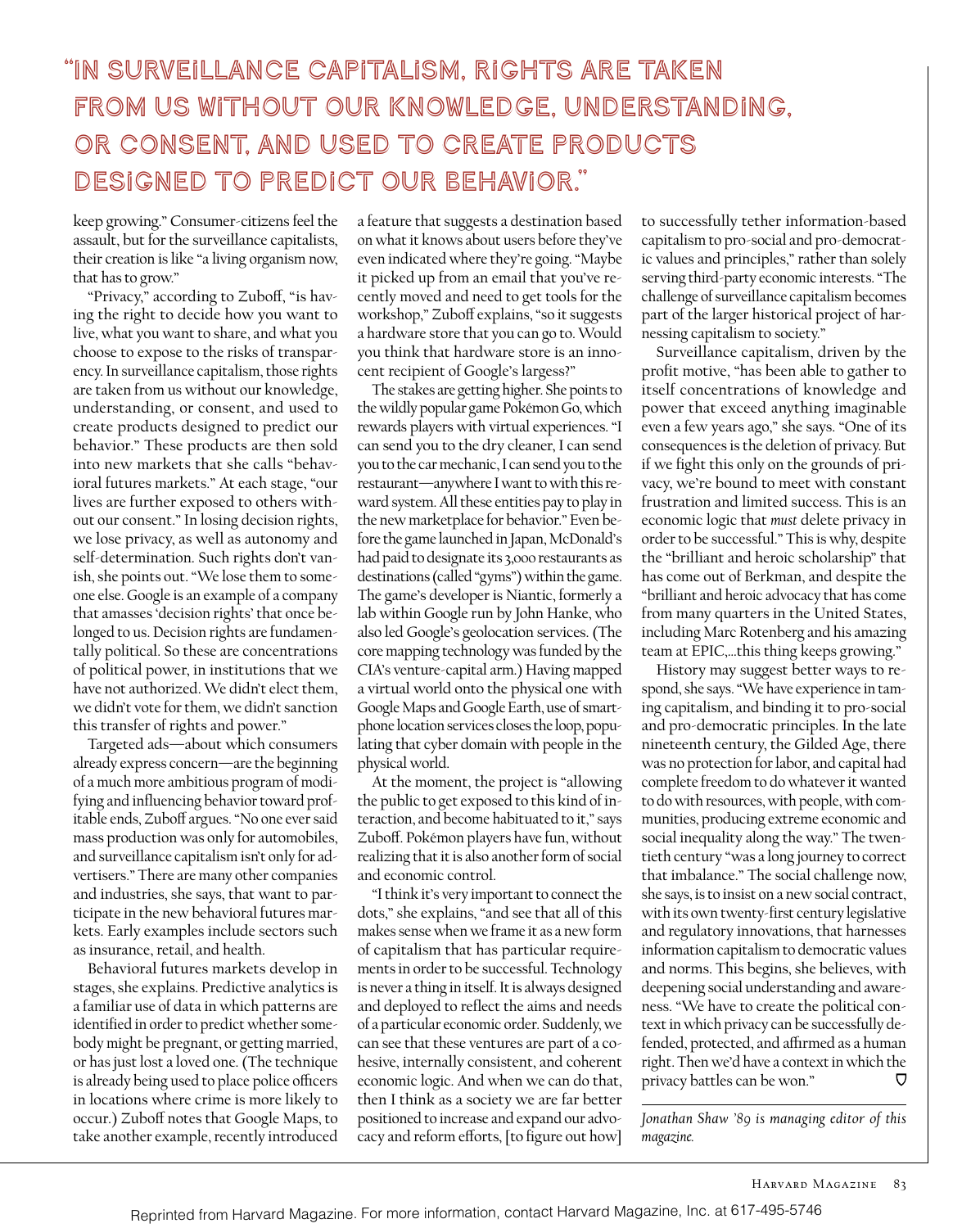"IN SURVEILLANCE CAPITALISM, RIGHTS ARE TAKEN FROM US WITHOUT OUR KNOWLEDGE, UNDERSTANDING, OR CONSENT, AND USED TO CREATE PRODUCTS DESIGNED TO PREDICT OUR BEHAVIOR."

keep growing." Consumer-citizens feel the assault, but for the surveillance capitalists, their creation is like "a living organism now, that has to grow."

"Privacy," according to Zuboff, "is having the right to decide how you want to live, what you want to share, and what you choose to expose to the risks of transparency. In surveillance capitalism, those rights are taken from us without our knowledge, understanding, or consent, and used to create products designed to predict our behavior." These products are then sold into new markets that she calls "behavioral futures markets." At each stage, "our lives are further exposed to others without our consent." In losing decision rights, we lose privacy, as well as autonomy and self-determination. Such rights don't vanish, she points out. "We lose them to someone else. Google is an example of a company that amasses 'decision rights' that once belonged to us. Decision rights are fundamentally political. So these are concentrations of political power, in institutions that we have not authorized. We didn't elect them, we didn't vote for them, we didn't sanction this transfer of rights and power."

Targeted ads—about which consumers already express concern—are the beginning of a much more ambitious program of modifying and influencing behavior toward profitable ends, Zuboff argues. "No one ever said mass production was only for automobiles, and surveillance capitalism isn't only for advertisers." There are many other companies and industries, she says, that want to participate in the new behavioral futures markets. Early examples include sectors such as insurance, retail, and health.

Behavioral futures markets develop in stages, she explains. Predictive analytics is a familiar use of data in which patterns are identified in order to predict whether somebody might be pregnant, or getting married, or has just lost a loved one. (The technique is already being used to place police officers in locations where crime is more likely to occur.) Zuboff notes that Google Maps, to take another example, recently introduced a feature that suggests a destination based on what it knows about users before they've even indicated where they're going. "Maybe it picked up from an email that you've recently moved and need to get tools for the workshop," Zuboff explains, "so it suggests a hardware store that you can go to. Would you think that hardware store is an innocent recipient of Google's largess?"

The stakes are getting higher. She points to the wildly popular game Pokémon Go, which rewards players with virtual experiences. "I can send you to the dry cleaner, I can send you to the car mechanic, I can send you to the restaurant—anywhere I want to with this reward system. All these entities pay to play in the new marketplace for behavior." Even before the game launched in Japan, McDonald's had paid to designate its 3,000 restaurants as destinations (called "gyms") within the game. The game's developer is Niantic, formerly a lab within Google run by John Hanke, who also led Google's geolocation services. (The core mapping technology was funded by the CIA's venture-capital arm.) Having mapped a virtual world onto the physical one with Google Maps and Google Earth, use of smartphone location services closes the loop, populating that cyber domain with people in the physical world.

At the moment, the project is "allowing the public to get exposed to this kind of interaction, and become habituated to it," says Zuboff. Pokémon players have fun, without realizing that it is also another form of social and economic control.

"I think it's very important to connect the dots," she explains, "and see that all of this makes sense when we frame it as a new form of capitalism that has particular requirements in order to be successful. Technology is never a thing in itself. It is always designed and deployed to reflect the aims and needs of a particular economic order. Suddenly, we can see that these ventures are part of a cohesive, internally consistent, and coherent economic logic. And when we can do that, then I think as a society we are far better positioned to increase and expand our advocacy and reform efforts, [to figure out how] to successfully tether information-based capitalism to pro-social and pro-democratic values and principles," rather than solely serving third-party economic interests. "The challenge of surveillance capitalism becomes part of the larger historical project of harnessing capitalism to society."

Surveillance capitalism, driven by the profit motive, "has been able to gather to itself concentrations of knowledge and power that exceed anything imaginable even a few years ago," she says. "One of its consequences is the deletion of privacy. But if we fight this only on the grounds of privacy, we're bound to meet with constant frustration and limited success. This is an economic logic that *must* delete privacy in order to be successful." This is why, despite the "brilliant and heroic scholarship" that has come out of Berkman, and despite the "brilliant and heroic advocacy that has come from many quarters in the United States, including Marc Rotenberg and his amazing team at EPIC,…this thing keeps growing."

History may suggest better ways to respond, she says. "We have experience in taming capitalism, and binding it to pro-social and pro-democratic principles. In the late nineteenth century, the Gilded Age, there was no protection for labor, and capital had complete freedom to do whatever it wanted to do with resources, with people, with communities, producing extreme economic and social inequality along the way." The twentieth century "was a long journey to correct that imbalance." The social challenge now, she says, is to insist on a new social contract, with its own twenty-first century legislative and regulatory innovations, that harnesses information capitalism to democratic values and norms. This begins, she believes, with deepening social understanding and awareness. "We have to create the political context in which privacy can be successfully defended, protected, and affirmed as a human right. Then we'd have a context in which the privacy battles can be won."

*Jonathan Shaw '89 is managing editor of this magazine.*

Reprinted from Harvard Magazine. For more information, contact Harvard Magazine, Inc. at 617-495-5746